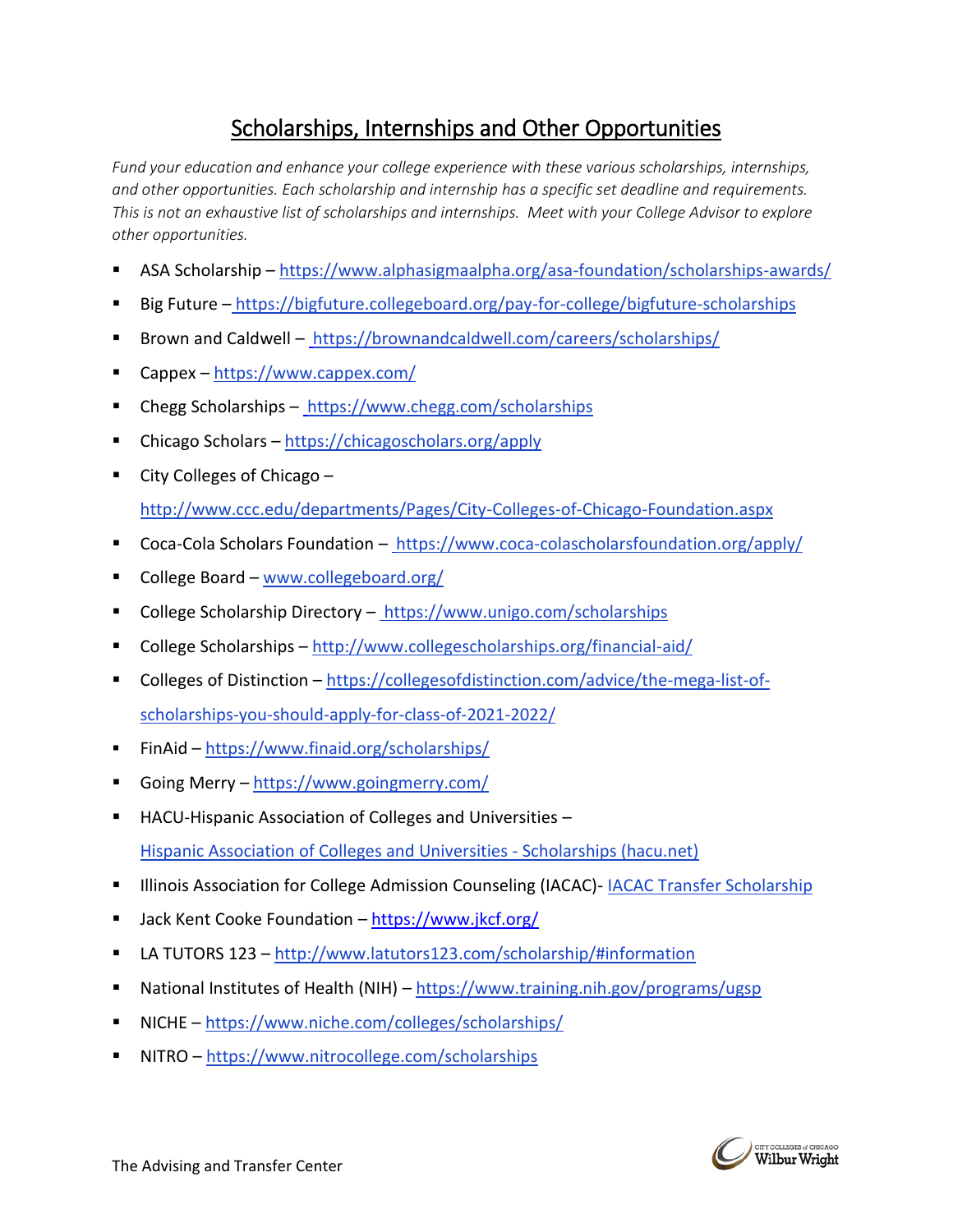# Scholarships, Internships and Other Opportunities

*Fund your education and enhance your college experience with these various scholarships, internships, and other opportunities. Each scholarship and internship has a specific set deadline and requirements. This is not an exhaustive list of scholarships and internships. Meet with your College Advisor to explore other opportunities.*

- ASA Scholarship – https://www.alphasigmaalpha.org/asa-foundation/scholarships-awards/
- Big Future – https://bigfuture.collegeboard.org/pay-for-college/bigfuture-scholarships
- Brown and Caldwell – https://brownandcaldwell.com/careers/scholarships/
- Cappex – https://www.cappex.com/
- Chegg Scholarships – https://www.chegg.com/scholarships
- Chicago Scholars – https://chicagoscholars.org/apply
- City Colleges of Chicago – http://www.ccc.edu/departments/Pages/City-Colleges-of-Chicago-Foundation.aspx
- Coca-Cola Scholars Foundation – https://www.coca-colascholarsfoundation.org/apply/
- College Board – www.collegeboard.org/
- College Scholarship Directory – https://www.unigo.com/scholarships
- College Scholarships – http://www.collegescholarships.org/financial-aid/
- Colleges of Distinction – https://collegesofdistinction.com/advice/the-mega-list-of-scholarships-you-should-apply-for-class-of-2021-2022/
- FinAid – https://www.finaid.org/scholarships/
- Going Merry – https://www.goingmerry.com/
- HACU-Hispanic Association of Colleges and Universities – Hispanic Association of Colleges and Universities - Scholarships (hacu.net)
- Illinois Association for College Admission Counseling (IACAC)- IACAC Transfer Scholarship
- Jack Kent Cooke Foundation – https://www.jkcf.org/
- LA TUTORS 123 – http://www.latutors123.com/scholarship/#information
- National Institutes of Health (NIH) – https://www.training.nih.gov/programs/ugsp
- NICHE – https://www.niche.com/colleges/scholarships/
- NITRO – https://www.nitrocollege.com/scholarships

The Advising and Transfer Center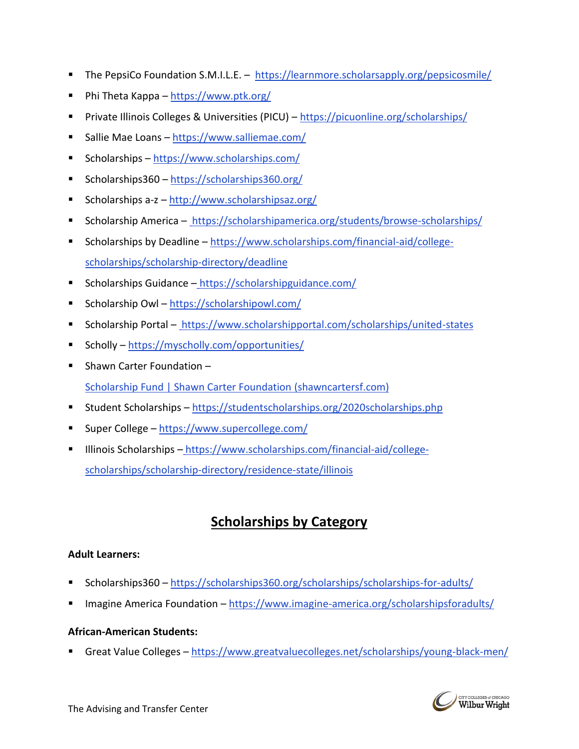- The PepsiCo Foundation S.M.I.L.E. – https://learnmore.scholarsapply.org/pepsicosmile/
- Phi Theta Kappa – https://www.ptk.org/
- Private Illinois Colleges & Universities (PICU) – https://picuonline.org/scholarships/
- Sallie Mae Loans – https://www.salliemae.com/
- Scholarships – https://www.scholarships.com/
- Scholarships360 – https://scholarships360.org/
- Scholarships a-z – http://www.scholarshipsaz.org/
- Scholarship America – https://scholarshipamerica.org/students/browse-scholarships/
- Scholarships by Deadline – https://www.scholarships.com/financial-aid/college-scholarships/scholarship-directory/deadline
- Scholarships Guidance – https://scholarshipguidance.com/
- Scholarship Owl – https://scholarshipowl.com/
- Scholarship Portal – https://www.scholarshipportal.com/scholarships/united-states
- Scholly – https://myscholly.com/opportunities/
- Shawn Carter Foundation – Scholarship Fund | Shawn Carter Foundation (shawncartersf.com)
- Student Scholarships – https://studentscholarships.org/2020scholarships.php
- Super College – https://www.supercollege.com/
- Illinois Scholarships – https://www.scholarships.com/financial-aid/college-scholarships/scholarship-directory/residence-state/illinois

## Scholarships by Category

**Adult Learners:**

- Scholarships360 – https://scholarships360.org/scholarships/scholarships-for-adults/
- Imagine America Foundation – https://www.imagine-america.org/scholarshipsforadults/

**African-American Students:**

- Great Value Colleges – https://www.greatvaluecolleges.net/scholarships/young-black-men/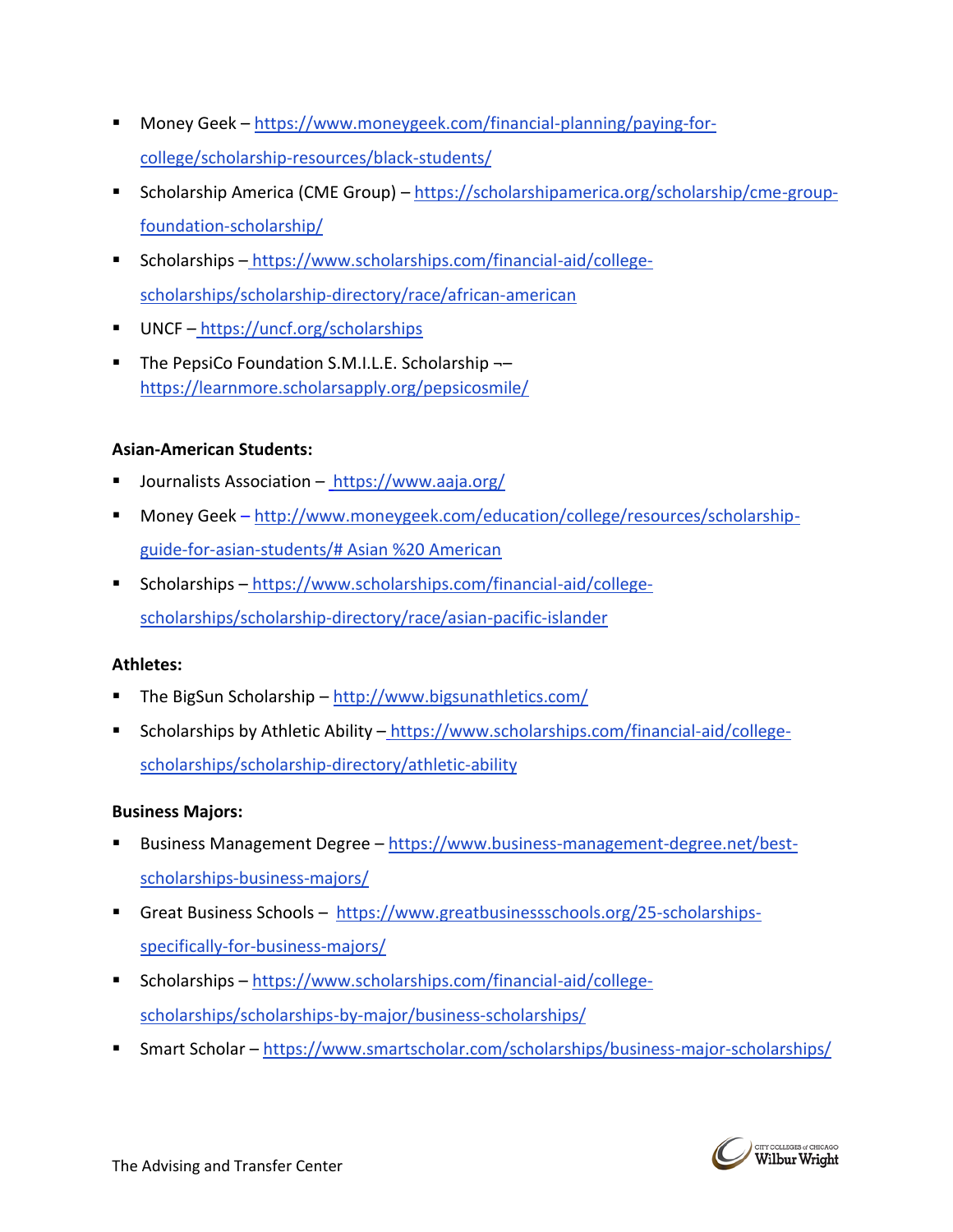- Money Geek – https://www.moneygeek.com/financial-planning/paying-for-college/scholarship-resources/black-students/
- Scholarship America (CME Group) – https://scholarshipamerica.org/scholarship/cme-group-foundation-scholarship/
- Scholarships – https://www.scholarships.com/financial-aid/college-scholarships/scholarship-directory/race/african-american
- UNCF – https://uncf.org/scholarships
- The PepsiCo Foundation S.M.I.L.E. Scholarship ¬– https://learnmore.scholarsapply.org/pepsicosmile/

**Asian-American Students:**

- Journalists Association – https://www.aaja.org/
- Money Geek – http://www.moneygeek.com/education/college/resources/scholarship-guide-for-asian-students/# Asian %20 American
- Scholarships – https://www.scholarships.com/financial-aid/college-scholarships/scholarship-directory/race/asian-pacific-islander

**Athletes:**

- The BigSun Scholarship – http://www.bigsunathletics.com/
- Scholarships by Athletic Ability – https://www.scholarships.com/financial-aid/college-scholarships/scholarship-directory/athletic-ability

**Business Majors:**

- Business Management Degree – https://www.business-management-degree.net/best-scholarships-business-majors/
- Great Business Schools – https://www.greatbusinessschools.org/25-scholarships-specifically-for-business-majors/
- Scholarships – https://www.scholarships.com/financial-aid/college-scholarships/scholarships-by-major/business-scholarships/
- Smart Scholar – https://www.smartscholar.com/scholarships/business-major-scholarships/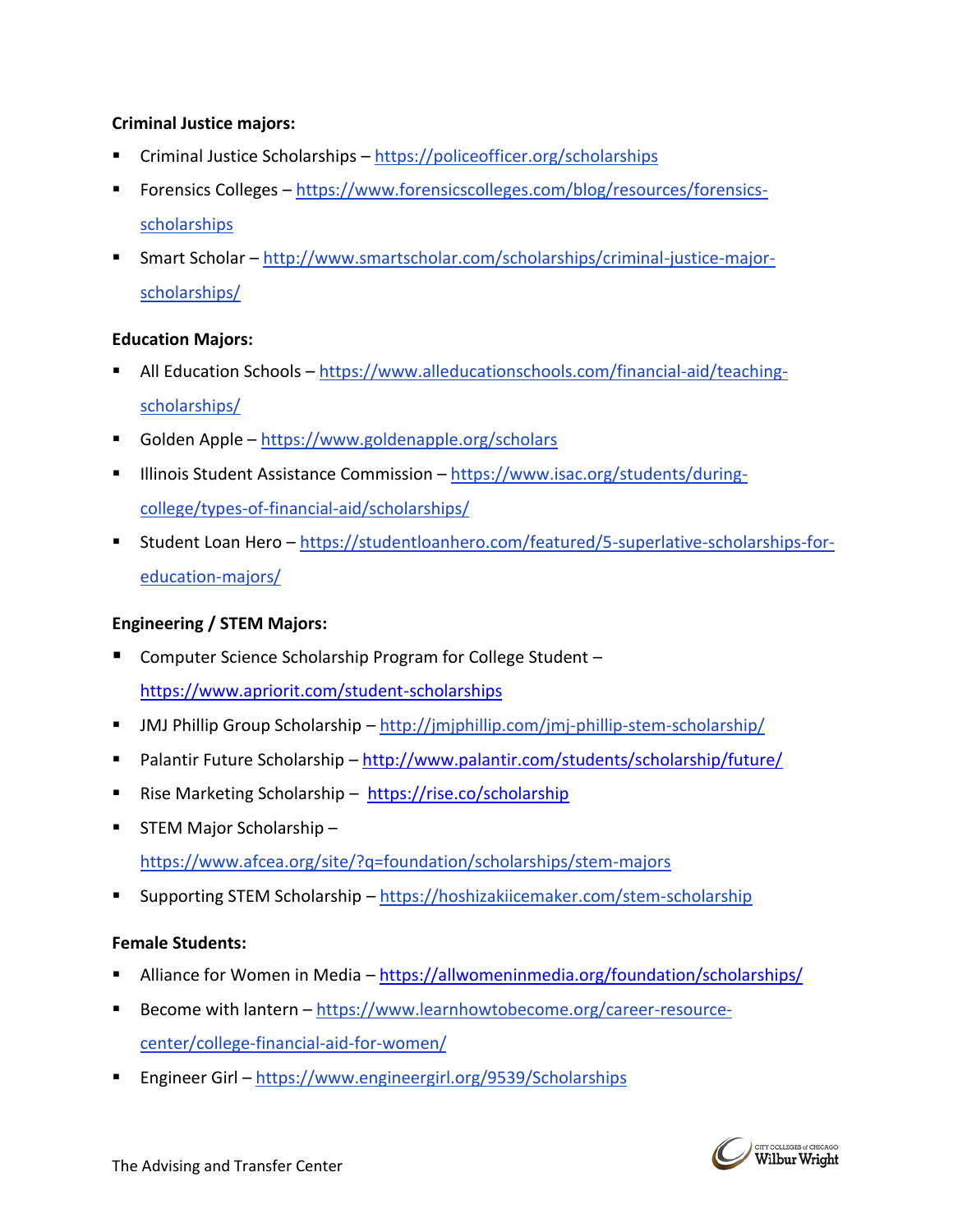**Criminal Justice majors:**

- Criminal Justice Scholarships – https://policeofficer.org/scholarships
- Forensics Colleges – https://www.forensicscolleges.com/blog/resources/forensics-scholarships
- Smart Scholar – http://www.smartscholar.com/scholarships/criminal-justice-major-scholarships/

**Education Majors:**

- All Education Schools – https://www.alleducationschools.com/financial-aid/teaching-scholarships/
- Golden Apple – https://www.goldenapple.org/scholars
- Illinois Student Assistance Commission – https://www.isac.org/students/during-college/types-of-financial-aid/scholarships/
- Student Loan Hero – https://studentloanhero.com/featured/5-superlative-scholarships-for-education-majors/

**Engineering / STEM Majors:**

- Computer Science Scholarship Program for College Student – https://www.apriorit.com/student-scholarships
- JMJ Phillip Group Scholarship – http://jmjphillip.com/jmj-phillip-stem-scholarship/
- Palantir Future Scholarship – http://www.palantir.com/students/scholarship/future/
- Rise Marketing Scholarship – https://rise.co/scholarship
- STEM Major Scholarship – https://www.afcea.org/site/?q=foundation/scholarships/stem-majors
- Supporting STEM Scholarship – https://hoshizakiicemaker.com/stem-scholarship

**Female Students:**

- Alliance for Women in Media – https://allwomeninmedia.org/foundation/scholarships/
- Become with lantern – https://www.learnhowtobecome.org/career-resource-center/college-financial-aid-for-women/
- Engineer Girl – https://www.engineergirl.org/9539/Scholarships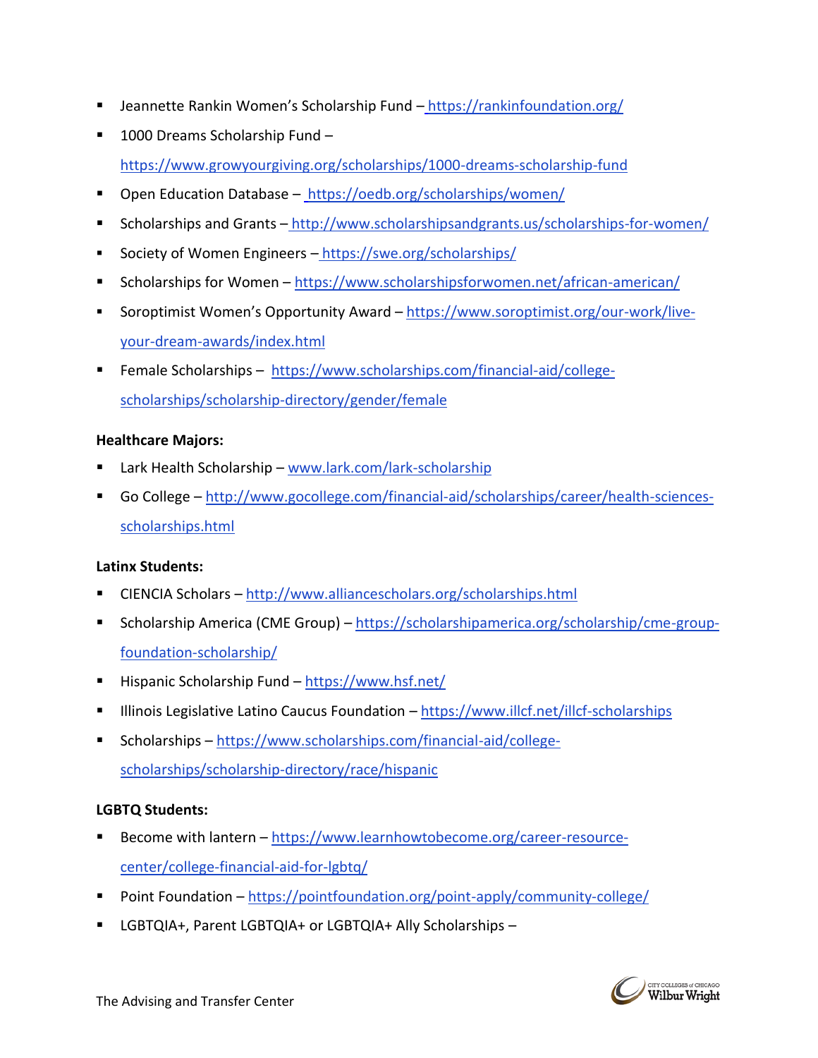- Jeannette Rankin Women's Scholarship Fund – https://rankinfoundation.org/
- 1000 Dreams Scholarship Fund – https://www.growyourgiving.org/scholarships/1000-dreams-scholarship-fund
- Open Education Database – https://oedb.org/scholarships/women/
- Scholarships and Grants – http://www.scholarshipsandgrants.us/scholarships-for-women/
- Society of Women Engineers – https://swe.org/scholarships/
- Scholarships for Women – https://www.scholarshipsforwomen.net/african-american/
- Soroptimist Women's Opportunity Award – https://www.soroptimist.org/our-work/live-your-dream-awards/index.html
- Female Scholarships – https://www.scholarships.com/financial-aid/college-scholarships/scholarship-directory/gender/female

**Healthcare Majors:**

- Lark Health Scholarship – www.lark.com/lark-scholarship
- Go College – http://www.gocollege.com/financial-aid/scholarships/career/health-sciences-scholarships.html

**Latinx Students:**

- CIENCIA Scholars – http://www.alliancescholars.org/scholarships.html
- Scholarship America (CME Group) – https://scholarshipamerica.org/scholarship/cme-group-foundation-scholarship/
- Hispanic Scholarship Fund – https://www.hsf.net/
- Illinois Legislative Latino Caucus Foundation – https://www.illcf.net/illcf-scholarships
- Scholarships – https://www.scholarships.com/financial-aid/college-scholarships/scholarship-directory/race/hispanic

**LGBTQ Students:**

- Become with lantern – https://www.learnhowtobecome.org/career-resource-center/college-financial-aid-for-lgbtq/
- Point Foundation – https://pointfoundation.org/point-apply/community-college/
- LGBTQIA+, Parent LGBTQIA+ or LGBTQIA+ Ally Scholarships –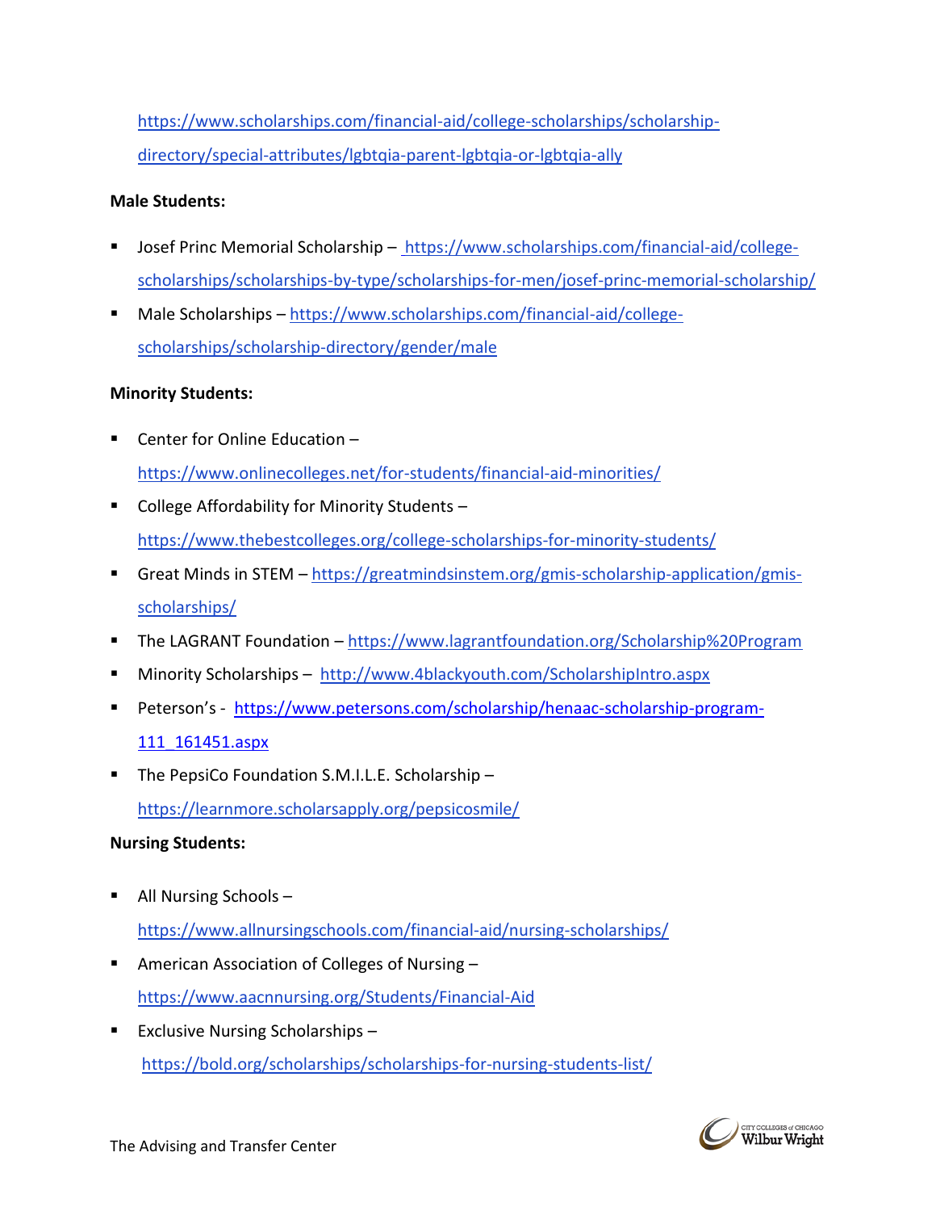https://www.scholarships.com/financial-aid/college-scholarships/scholarship-directory/special-attributes/lgbtqia-parent-lgbtqia-or-lgbtqia-ally

**Male Students:**

- Josef Princ Memorial Scholarship – https://www.scholarships.com/financial-aid/college-scholarships/scholarships-by-type/scholarships-for-men/josef-princ-memorial-scholarship/
- Male Scholarships – https://www.scholarships.com/financial-aid/college-scholarships/scholarship-directory/gender/male

**Minority Students:**

- Center for Online Education – https://www.onlinecolleges.net/for-students/financial-aid-minorities/
- College Affordability for Minority Students – https://www.thebestcolleges.org/college-scholarships-for-minority-students/
- Great Minds in STEM – https://greatmindsinstem.org/gmis-scholarship-application/gmis-scholarships/
- The LAGRANT Foundation – https://www.lagrantfoundation.org/Scholarship%20Program
- Minority Scholarships – http://www.4blackyouth.com/ScholarshipIntro.aspx
- Peterson's - https://www.petersons.com/scholarship/henaac-scholarship-program-111_161451.aspx
- The PepsiCo Foundation S.M.I.L.E. Scholarship – https://learnmore.scholarsapply.org/pepsicosmile/

**Nursing Students:**

- All Nursing Schools – https://www.allnursingschools.com/financial-aid/nursing-scholarships/
- American Association of Colleges of Nursing – https://www.aacnnursing.org/Students/Financial-Aid
- Exclusive Nursing Scholarships – https://bold.org/scholarships/scholarships-for-nursing-students-list/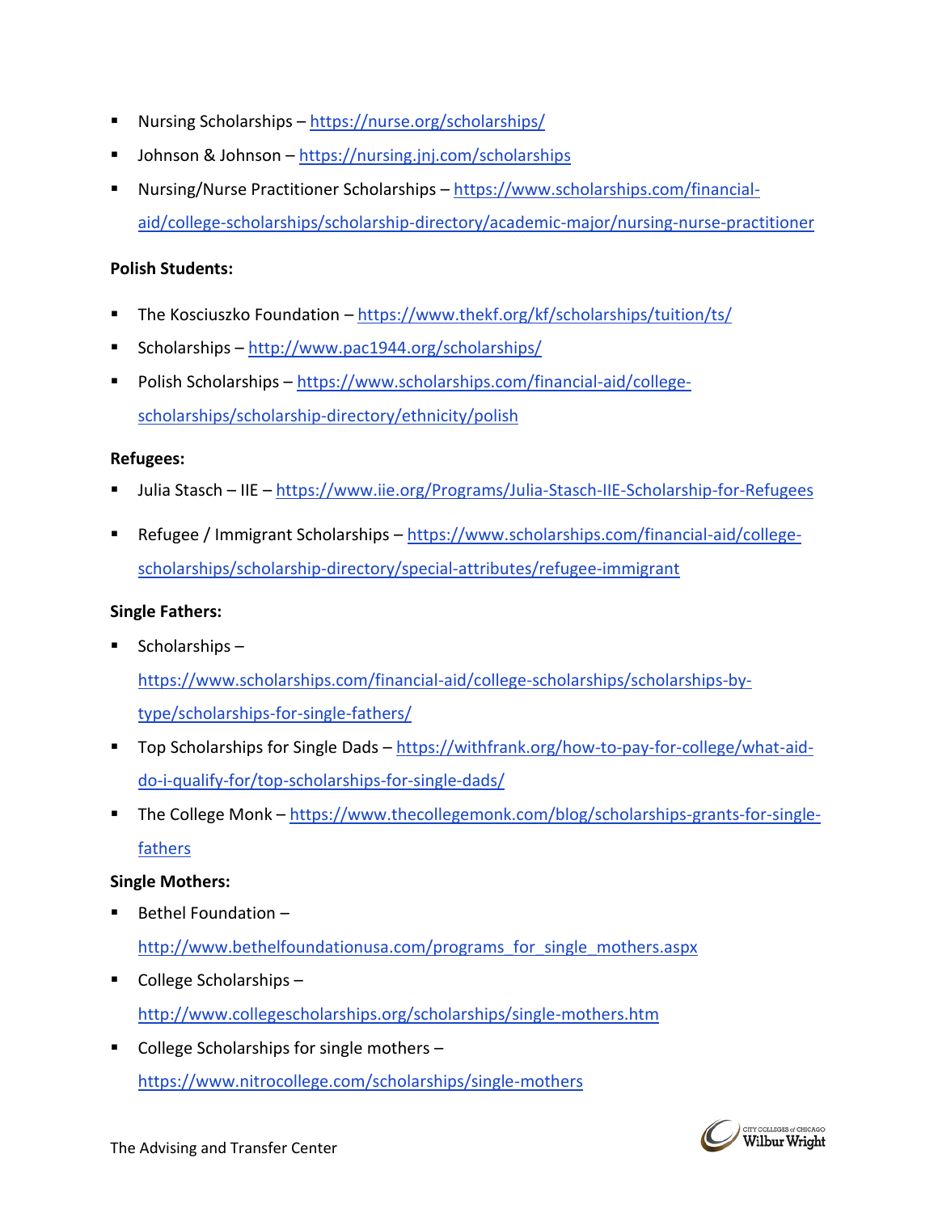- Nursing Scholarships – https://nurse.org/scholarships/
- Johnson & Johnson – https://nursing.jnj.com/scholarships
- Nursing/Nurse Practitioner Scholarships – https://www.scholarships.com/financial-aid/college-scholarships/scholarship-directory/academic-major/nursing-nurse-practitioner

**Polish Students:**

- The Kosciuszko Foundation – https://www.thekf.org/kf/scholarships/tuition/ts/
- Scholarships – http://www.pac1944.org/scholarships/
- Polish Scholarships – https://www.scholarships.com/financial-aid/college-scholarships/scholarship-directory/ethnicity/polish

**Refugees:**

- Julia Stasch – IIE – https://www.iie.org/Programs/Julia-Stasch-IIE-Scholarship-for-Refugees
- Refugee / Immigrant Scholarships – https://www.scholarships.com/financial-aid/college-scholarships/scholarship-directory/special-attributes/refugee-immigrant

**Single Fathers:**

- Scholarships – https://www.scholarships.com/financial-aid/college-scholarships/scholarships-by-type/scholarships-for-single-fathers/
- Top Scholarships for Single Dads – https://withfrank.org/how-to-pay-for-college/what-aid-do-i-qualify-for/top-scholarships-for-single-dads/
- The College Monk – https://www.thecollegemonk.com/blog/scholarships-grants-for-single-fathers

**Single Mothers:**

- Bethel Foundation – http://www.bethelfoundationusa.com/programs_for_single_mothers.aspx
- College Scholarships – http://www.collegescholarships.org/scholarships/single-mothers.htm
- College Scholarships for single mothers – https://www.nitrocollege.com/scholarships/single-mothers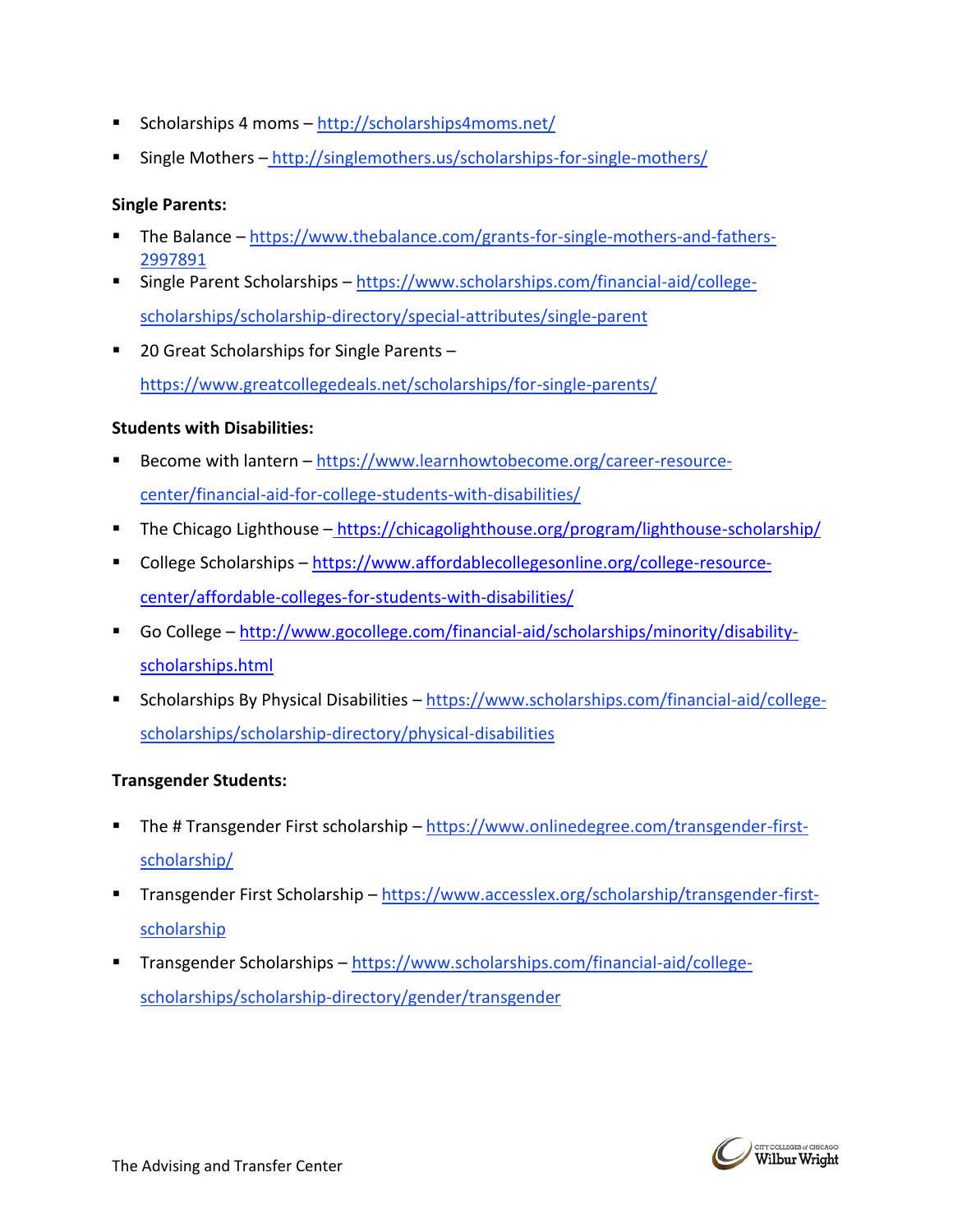- Scholarships 4 moms – http://scholarships4moms.net/
- Single Mothers – http://singlemothers.us/scholarships-for-single-mothers/

**Single Parents:**

- The Balance – https://www.thebalance.com/grants-for-single-mothers-and-fathers-2997891
- Single Parent Scholarships – https://www.scholarships.com/financial-aid/college-scholarships/scholarship-directory/special-attributes/single-parent
- 20 Great Scholarships for Single Parents – https://www.greatcollegedeals.net/scholarships/for-single-parents/

**Students with Disabilities:**

- Become with lantern – https://www.learnhowtobecome.org/career-resource-center/financial-aid-for-college-students-with-disabilities/
- The Chicago Lighthouse – https://chicagolighthouse.org/program/lighthouse-scholarship/
- College Scholarships – https://www.affordablecollegesonline.org/college-resource-center/affordable-colleges-for-students-with-disabilities/
- Go College – http://www.gocollege.com/financial-aid/scholarships/minority/disability-scholarships.html
- Scholarships By Physical Disabilities – https://www.scholarships.com/financial-aid/college-scholarships/scholarship-directory/physical-disabilities

**Transgender Students:**

- The # Transgender First scholarship – https://www.onlinedegree.com/transgender-first-scholarship/
- Transgender First Scholarship – https://www.accesslex.org/scholarship/transgender-first-scholarship
- Transgender Scholarships – https://www.scholarships.com/financial-aid/college-scholarships/scholarship-directory/gender/transgender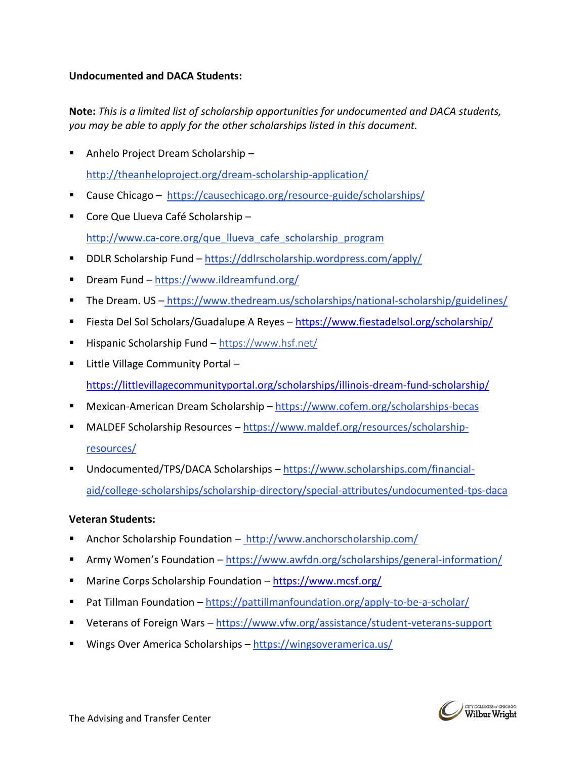**Undocumented and DACA Students:**

**Note:** *This is a limited list of scholarship opportunities for undocumented and DACA students, you may be able to apply for the other scholarships listed in this document.*

- Anhelo Project Dream Scholarship – http://theanheloproject.org/dream-scholarship-application/
- Cause Chicago – https://causechicago.org/resource-guide/scholarships/
- Core Que Llueva Café Scholarship – http://www.ca-core.org/que_llueva_cafe_scholarship_program
- DDLR Scholarship Fund – https://ddlrscholarship.wordpress.com/apply/
- Dream Fund – https://www.ildreamfund.org/
- The Dream. US – https://www.thedream.us/scholarships/national-scholarship/guidelines/
- Fiesta Del Sol Scholars/Guadalupe A Reyes – https://www.fiestadelsol.org/scholarship/
- Hispanic Scholarship Fund – https://www.hsf.net/
- Little Village Community Portal – https://littlevillagecommunityportal.org/scholarships/illinois-dream-fund-scholarship/
- Mexican-American Dream Scholarship – https://www.cofem.org/scholarships-becas
- MALDEF Scholarship Resources – https://www.maldef.org/resources/scholarship-resources/
- Undocumented/TPS/DACA Scholarships – https://www.scholarships.com/financial-aid/college-scholarships/scholarship-directory/special-attributes/undocumented-tps-daca

**Veteran Students:**

- Anchor Scholarship Foundation – http://www.anchorscholarship.com/
- Army Women's Foundation – https://www.awfdn.org/scholarships/general-information/
- Marine Corps Scholarship Foundation – https://www.mcsf.org/
- Pat Tillman Foundation – https://pattillmanfoundation.org/apply-to-be-a-scholar/
- Veterans of Foreign Wars – https://www.vfw.org/assistance/student-veterans-support
- Wings Over America Scholarships – https://wingsoveramerica.us/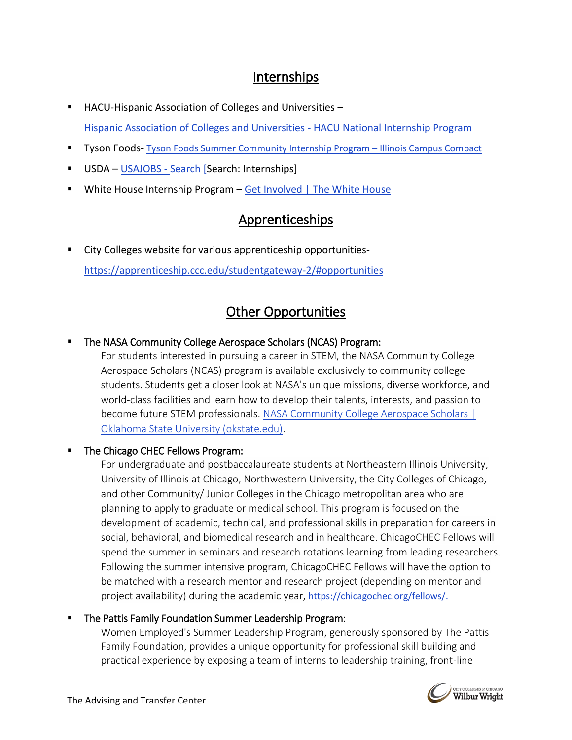## Internships

- HACU-Hispanic Association of Colleges and Universities – [Hispanic Association of Colleges and Universities - HACU National Internship Program]
- Tyson Foods- [Tyson Foods Summer Community Internship Program – Illinois Campus Compact]
- USDA – [USAJOBS - Search] [Search: Internships]
- White House Internship Program – [Get Involved | The White House]

## Apprenticeships

- City Colleges website for various apprenticeship opportunities- https://apprenticeship.ccc.edu/studentgateway-2/#opportunities

## Other Opportunities

- The NASA Community College Aerospace Scholars (NCAS) Program:
  For students interested in pursuing a career in STEM, the NASA Community College Aerospace Scholars (NCAS) program is available exclusively to community college students. Students get a closer look at NASA's unique missions, diverse workforce, and world-class facilities and learn how to develop their talents, interests, and passion to become future STEM professionals. [NASA Community College Aerospace Scholars | Oklahoma State University (okstate.edu)].

- The Chicago CHEC Fellows Program:
  For undergraduate and postbaccalaureate students at Northeastern Illinois University, University of Illinois at Chicago, Northwestern University, the City Colleges of Chicago, and other Community/ Junior Colleges in the Chicago metropolitan area who are planning to apply to graduate or medical school. This program is focused on the development of academic, technical, and professional skills in preparation for careers in social, behavioral, and biomedical research and in healthcare. ChicagoCHEC Fellows will spend the summer in seminars and research rotations learning from leading researchers. Following the summer intensive program, ChicagoCHEC Fellows will have the option to be matched with a research mentor and research project (depending on mentor and project availability) during the academic year, https://chicagochec.org/fellows/.

- The Pattis Family Foundation Summer Leadership Program:
  Women Employed's Summer Leadership Program, generously sponsored by The Pattis Family Foundation, provides a unique opportunity for professional skill building and practical experience by exposing a team of interns to leadership training, front-line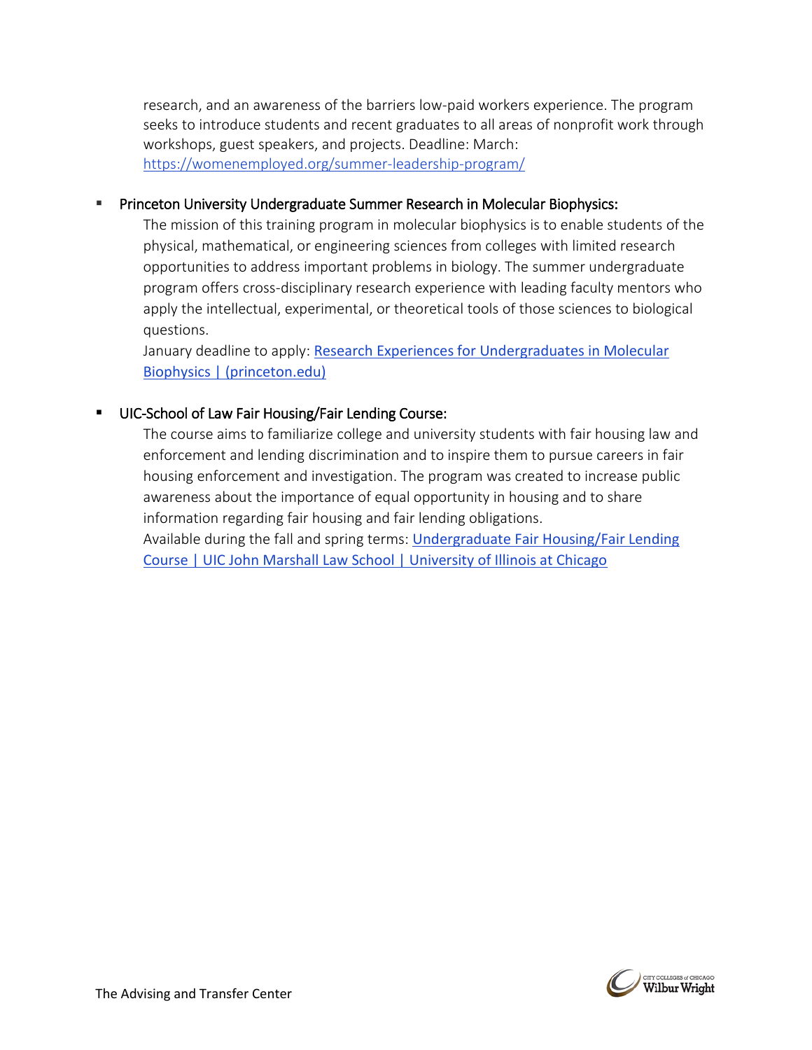research, and an awareness of the barriers low-paid workers experience. The program seeks to introduce students and recent graduates to all areas of nonprofit work through workshops, guest speakers, and projects. Deadline: March: [https://womenemployed.org/summer-leadership-program/](https://womenemployed.org/summer-leadership-program/)

- Princeton University Undergraduate Summer Research in Molecular Biophysics:

  The mission of this training program in molecular biophysics is to enable students of the physical, mathematical, or engineering sciences from colleges with limited research opportunities to address important problems in biology. The summer undergraduate program offers cross-disciplinary research experience with leading faculty mentors who apply the intellectual, experimental, or theoretical tools of those sciences to biological questions.

  January deadline to apply: Research Experiences for Undergraduates in Molecular Biophysics | (princeton.edu)

- UIC-School of Law Fair Housing/Fair Lending Course:

  The course aims to familiarize college and university students with fair housing law and enforcement and lending discrimination and to inspire them to pursue careers in fair housing enforcement and investigation. The program was created to increase public awareness about the importance of equal opportunity in housing and to share information regarding fair housing and fair lending obligations.

  Available during the fall and spring terms: Undergraduate Fair Housing/Fair Lending Course | UIC John Marshall Law School | University of Illinois at Chicago